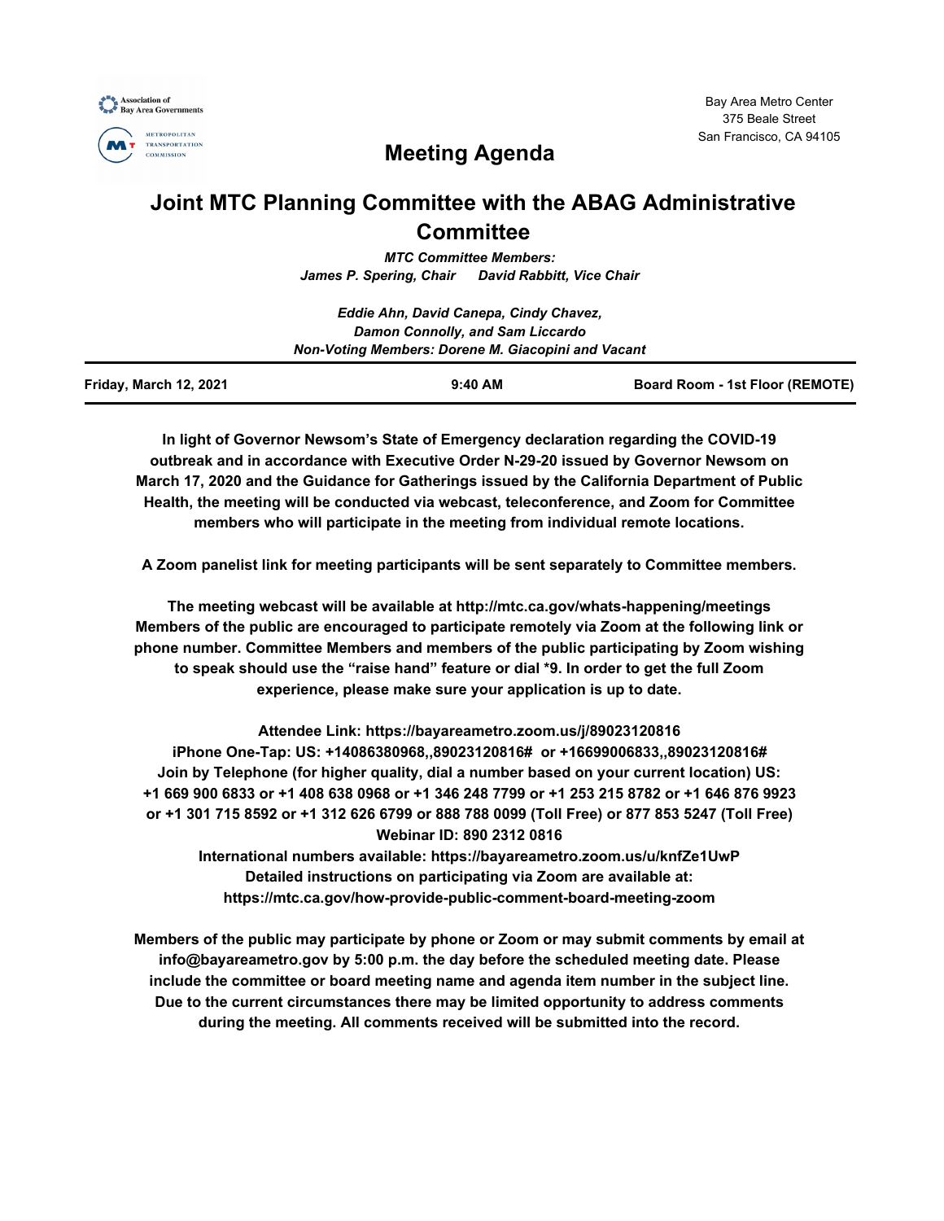Association of Bay Area Governments

METROPOLITAN TRANSPORTATION COMMISSION

Bay Area Metro Center
375 Beale Street
San Francisco, CA 94105

# Meeting Agenda

# Joint MTC Planning Committee with the ABAG Administrative Committee

***MTC Committee Members:***
***James P. Spering, Chair David Rabbitt, Vice Chair***

***Eddie Ahn, David Canepa, Cindy Chavez,***
***Damon Connolly, and Sam Liccardo***
***Non-Voting Members: Dorene M. Giacopini and Vacant***

| Friday, March 12, 2021 | 9:40 AM | Board Room - 1st Floor (REMOTE) |
|---|---|---|

**In light of Governor Newsom's State of Emergency declaration regarding the COVID-19 outbreak and in accordance with Executive Order N-29-20 issued by Governor Newsom on March 17, 2020 and the Guidance for Gatherings issued by the California Department of Public Health, the meeting will be conducted via webcast, teleconference, and Zoom for Committee members who will participate in the meeting from individual remote locations.**

**A Zoom panelist link for meeting participants will be sent separately to Committee members.**

**The meeting webcast will be available at http://mtc.ca.gov/whats-happening/meetings Members of the public are encouraged to participate remotely via Zoom at the following link or phone number. Committee Members and members of the public participating by Zoom wishing to speak should use the "raise hand" feature or dial *9. In order to get the full Zoom experience, please make sure your application is up to date.**

**Attendee Link: https://bayareametro.zoom.us/j/89023120816**
**iPhone One-Tap: US: +14086380968,,89023120816# or +16699006833,,89023120816#**
**Join by Telephone (for higher quality, dial a number based on your current location) US: +1 669 900 6833 or +1 408 638 0968 or +1 346 248 7799 or +1 253 215 8782 or +1 646 876 9923 or +1 301 715 8592 or +1 312 626 6799 or 888 788 0099 (Toll Free) or 877 853 5247 (Toll Free)**
**Webinar ID: 890 2312 0816**
**International numbers available: https://bayareametro.zoom.us/u/knfZe1UwP**
**Detailed instructions on participating via Zoom are available at: https://mtc.ca.gov/how-provide-public-comment-board-meeting-zoom**

**Members of the public may participate by phone or Zoom or may submit comments by email at info@bayareametro.gov by 5:00 p.m. the day before the scheduled meeting date. Please include the committee or board meeting name and agenda item number in the subject line. Due to the current circumstances there may be limited opportunity to address comments during the meeting. All comments received will be submitted into the record.**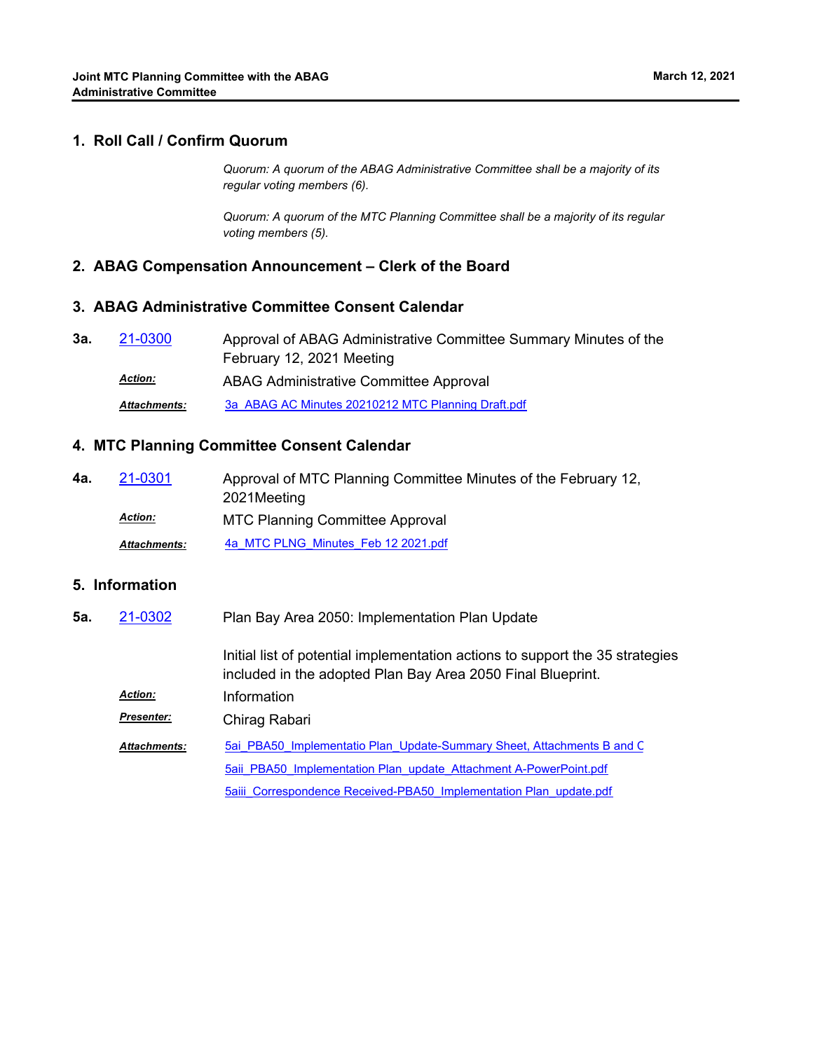## 1. Roll Call / Confirm Quorum

*Quorum: A quorum of the ABAG Administrative Committee shall be a majority of its regular voting members (6).*

*Quorum: A quorum of the MTC Planning Committee shall be a majority of its regular voting members (5).*

## 2. ABAG Compensation Announcement – Clerk of the Board

## 3. ABAG Administrative Committee Consent Calendar

**3a.** 21-0300 Approval of ABAG Administrative Committee Summary Minutes of the February 12, 2021 Meeting

***Action:*** ABAG Administrative Committee Approval

***Attachments:*** 3a_ABAG AC Minutes 20210212 MTC Planning Draft.pdf

## 4. MTC Planning Committee Consent Calendar

**4a.** 21-0301 Approval of MTC Planning Committee Minutes of the February 12, 2021Meeting

***Action:*** MTC Planning Committee Approval

***Attachments:*** 4a_MTC PLNG_Minutes_Feb 12 2021.pdf

## 5. Information

**5a.** 21-0302 Plan Bay Area 2050: Implementation Plan Update

Initial list of potential implementation actions to support the 35 strategies included in the adopted Plan Bay Area 2050 Final Blueprint.

***Action:*** Information

***Presenter:*** Chirag Rabari

***Attachments:*** 5ai_PBA50_Implementatio Plan_Update-Summary Sheet, Attachments B and C

5aii_PBA50_Implementation Plan_update_Attachment A-PowerPoint.pdf

5aiii_Correspondence Received-PBA50_Implementation Plan_update.pdf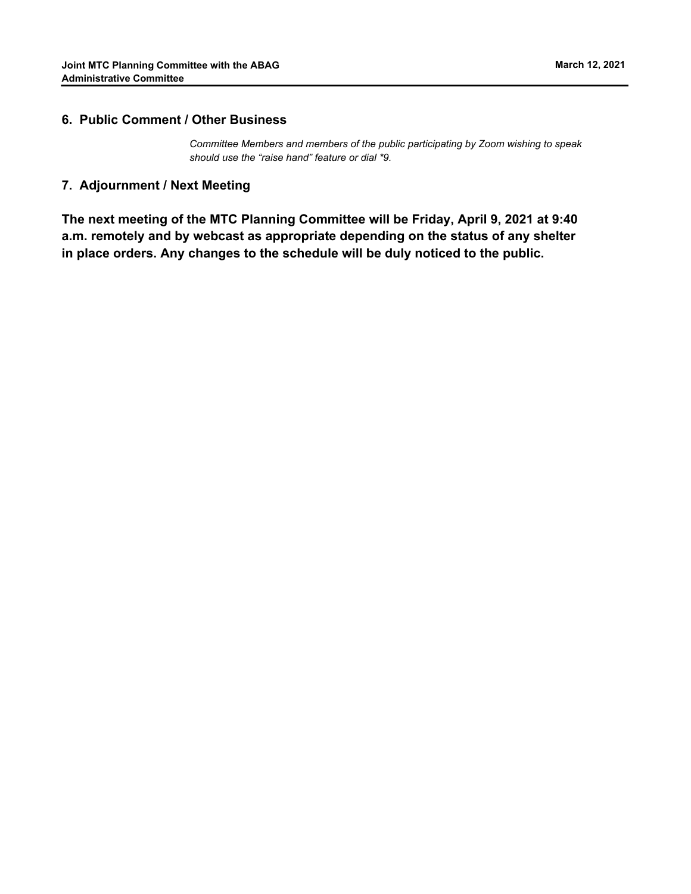## 6. Public Comment / Other Business

*Committee Members and members of the public participating by Zoom wishing to speak should use the "raise hand" feature or dial *9.*

## 7. Adjournment / Next Meeting

**The next meeting of the MTC Planning Committee will be Friday, April 9, 2021 at 9:40 a.m. remotely and by webcast as appropriate depending on the status of any shelter in place orders. Any changes to the schedule will be duly noticed to the public.**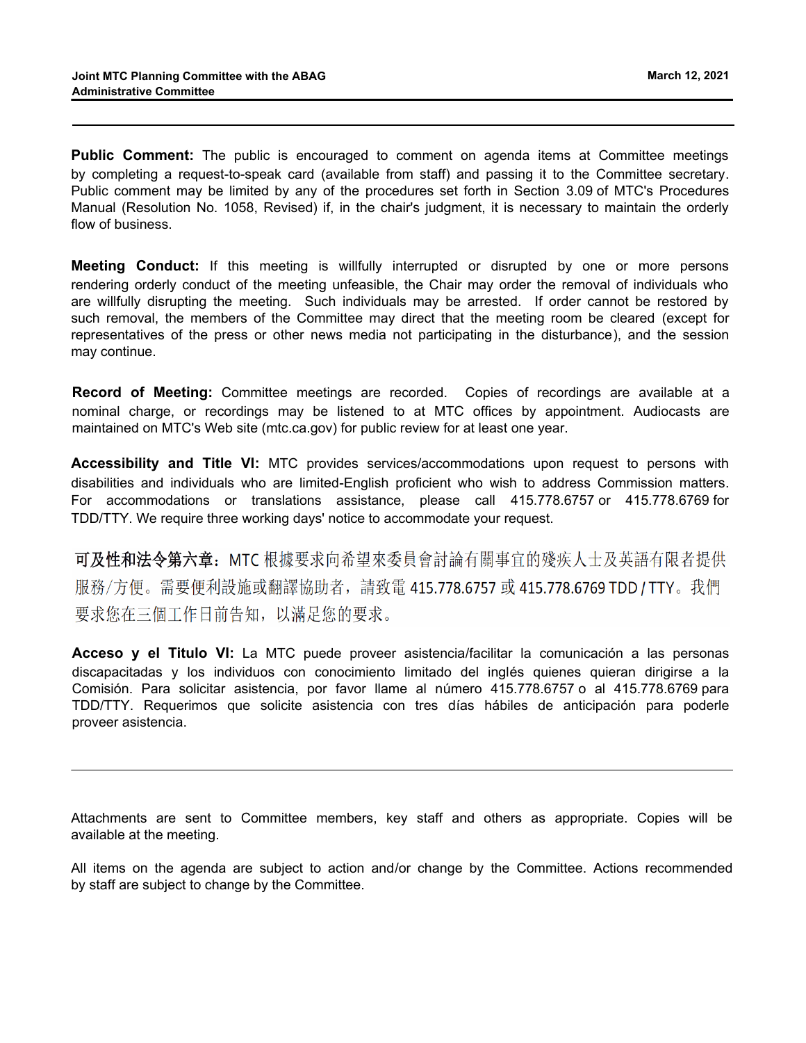**Public Comment:** The public is encouraged to comment on agenda items at Committee meetings by completing a request-to-speak card (available from staff) and passing it to the Committee secretary. Public comment may be limited by any of the procedures set forth in Section 3.09 of MTC's Procedures Manual (Resolution No. 1058, Revised) if, in the chair's judgment, it is necessary to maintain the orderly flow of business.

**Meeting Conduct:** If this meeting is willfully interrupted or disrupted by one or more persons rendering orderly conduct of the meeting unfeasible, the Chair may order the removal of individuals who are willfully disrupting the meeting. Such individuals may be arrested. If order cannot be restored by such removal, the members of the Committee may direct that the meeting room be cleared (except for representatives of the press or other news media not participating in the disturbance), and the session may continue.

**Record of Meeting:** Committee meetings are recorded. Copies of recordings are available at a nominal charge, or recordings may be listened to at MTC offices by appointment. Audiocasts are maintained on MTC's Web site (mtc.ca.gov) for public review for at least one year.

**Accessibility and Title VI:** MTC provides services/accommodations upon request to persons with disabilities and individuals who are limited-English proficient who wish to address Commission matters. For accommodations or translations assistance, please call 415.778.6757 or 415.778.6769 for TDD/TTY. We require three working days' notice to accommodate your request.

**可及性和法令第六章：**MTC 根據要求向希望來委員會討論有關事宜的殘疾人士及英語有限者提供服務/方便。需要便利設施或翻譯協助者，請致電 415.778.6757 或 415.778.6769 TDD / TTY。我們要求您在三個工作日前告知，以滿足您的要求。

**Acceso y el Titulo VI:** La MTC puede proveer asistencia/facilitar la comunicación a las personas discapacitadas y los individuos con conocimiento limitado del inglés quienes quieran dirigirse a la Comisión. Para solicitar asistencia, por favor llame al número 415.778.6757 o al 415.778.6769 para TDD/TTY. Requerimos que solicite asistencia con tres días hábiles de anticipación para poderle proveer asistencia.

---

Attachments are sent to Committee members, key staff and others as appropriate. Copies will be available at the meeting.

All items on the agenda are subject to action and/or change by the Committee. Actions recommended by staff are subject to change by the Committee.